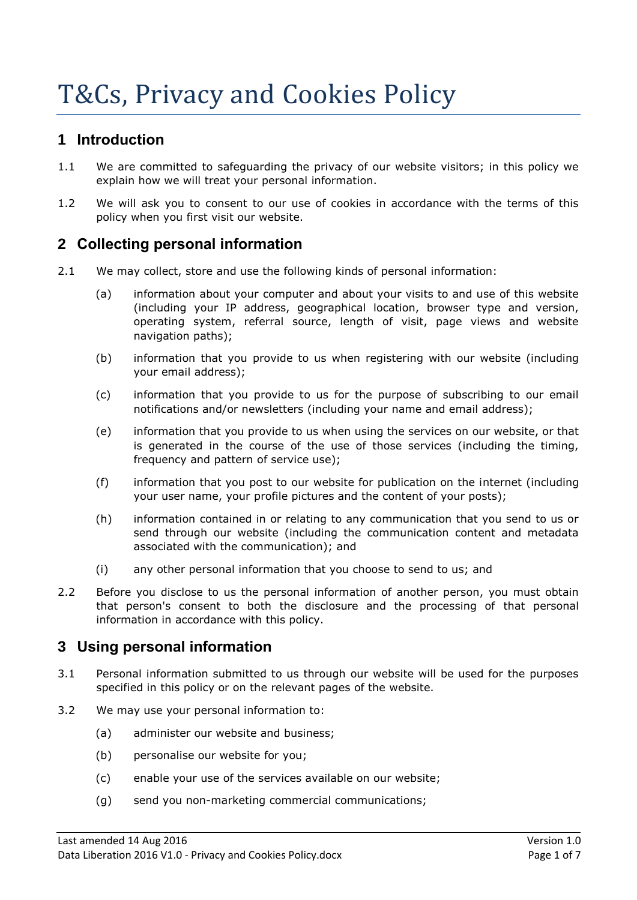# T&Cs, Privacy and Cookies Policy

## 1 Introduction

1.1 We are committed to safeguarding the privacy of our website visitors; in this policy we explain how we will treat your personal information.

1.2 We will ask you to consent to our use of cookies in accordance with the terms of this policy when you first visit our website.

## 2 Collecting personal information

2.1 We may collect, store and use the following kinds of personal information:

- (a) information about your computer and about your visits to and use of this website (including your IP address, geographical location, browser type and version, operating system, referral source, length of visit, page views and website navigation paths);
- (b) information that you provide to us when registering with our website (including your email address);
- (c) information that you provide to us for the purpose of subscribing to our email notifications and/or newsletters (including your name and email address);
- (e) information that you provide to us when using the services on our website, or that is generated in the course of the use of those services (including the timing, frequency and pattern of service use);
- (f) information that you post to our website for publication on the internet (including your user name, your profile pictures and the content of your posts);
- (h) information contained in or relating to any communication that you send to us or send through our website (including the communication content and metadata associated with the communication); and
- (i) any other personal information that you choose to send to us; and

2.2 Before you disclose to us the personal information of another person, you must obtain that person's consent to both the disclosure and the processing of that personal information in accordance with this policy.

## 3 Using personal information

3.1 Personal information submitted to us through our website will be used for the purposes specified in this policy or on the relevant pages of the website.

3.2 We may use your personal information to:

- (a) administer our website and business;
- (b) personalise our website for you;
- (c) enable your use of the services available on our website;
- (g) send you non-marketing commercial communications;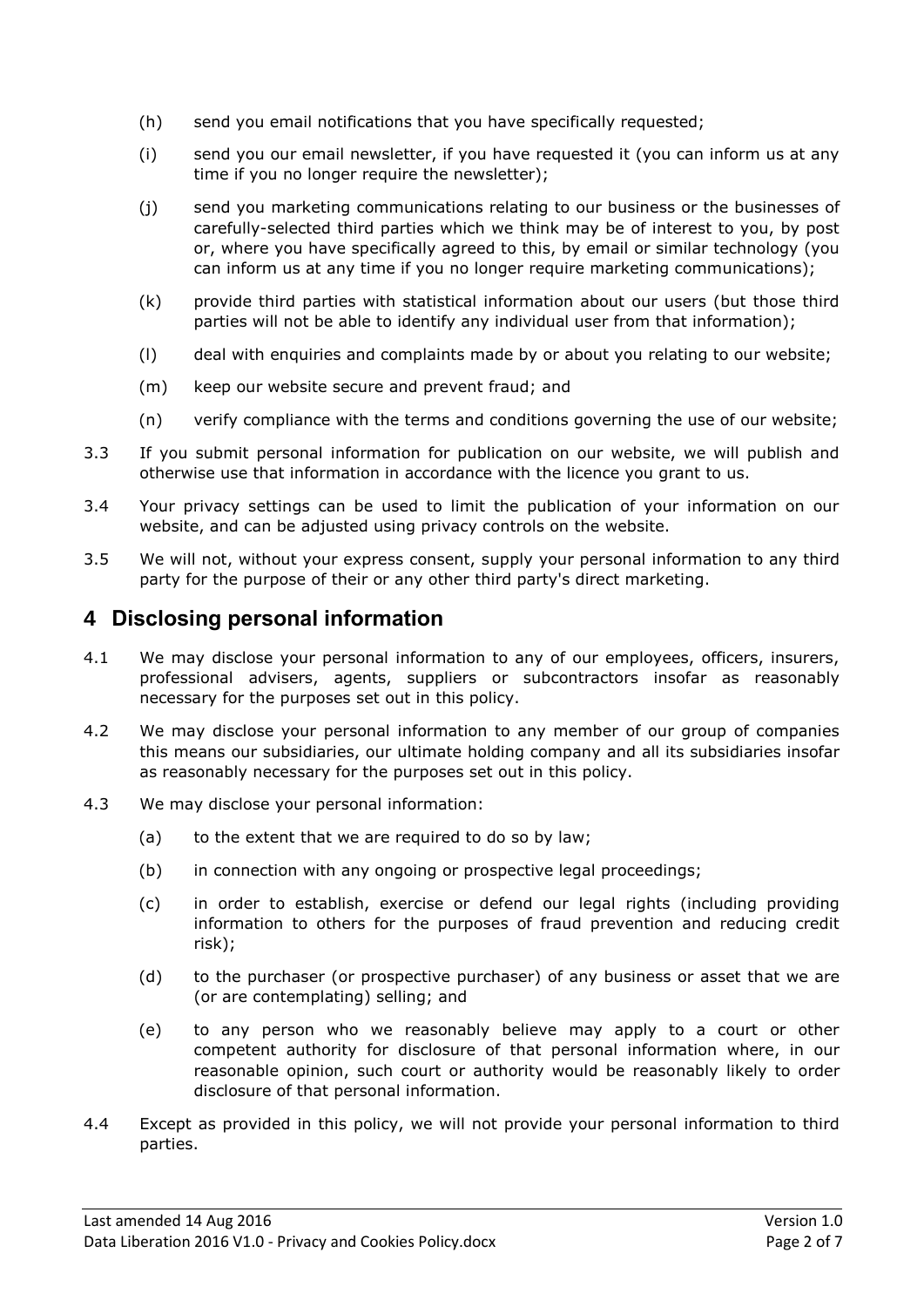(h) send you email notifications that you have specifically requested;

(i) send you our email newsletter, if you have requested it (you can inform us at any time if you no longer require the newsletter);

(j) send you marketing communications relating to our business or the businesses of carefully-selected third parties which we think may be of interest to you, by post or, where you have specifically agreed to this, by email or similar technology (you can inform us at any time if you no longer require marketing communications);

(k) provide third parties with statistical information about our users (but those third parties will not be able to identify any individual user from that information);

(l) deal with enquiries and complaints made by or about you relating to our website;

(m) keep our website secure and prevent fraud; and

(n) verify compliance with the terms and conditions governing the use of our website;

3.3 If you submit personal information for publication on our website, we will publish and otherwise use that information in accordance with the licence you grant to us.

3.4 Your privacy settings can be used to limit the publication of your information on our website, and can be adjusted using privacy controls on the website.

3.5 We will not, without your express consent, supply your personal information to any third party for the purpose of their or any other third party's direct marketing.

## 4 Disclosing personal information

4.1 We may disclose your personal information to any of our employees, officers, insurers, professional advisers, agents, suppliers or subcontractors insofar as reasonably necessary for the purposes set out in this policy.

4.2 We may disclose your personal information to any member of our group of companies this means our subsidiaries, our ultimate holding company and all its subsidiaries insofar as reasonably necessary for the purposes set out in this policy.

4.3 We may disclose your personal information:

(a) to the extent that we are required to do so by law;

(b) in connection with any ongoing or prospective legal proceedings;

(c) in order to establish, exercise or defend our legal rights (including providing information to others for the purposes of fraud prevention and reducing credit risk);

(d) to the purchaser (or prospective purchaser) of any business or asset that we are (or are contemplating) selling; and

(e) to any person who we reasonably believe may apply to a court or other competent authority for disclosure of that personal information where, in our reasonable opinion, such court or authority would be reasonably likely to order disclosure of that personal information.

4.4 Except as provided in this policy, we will not provide your personal information to third parties.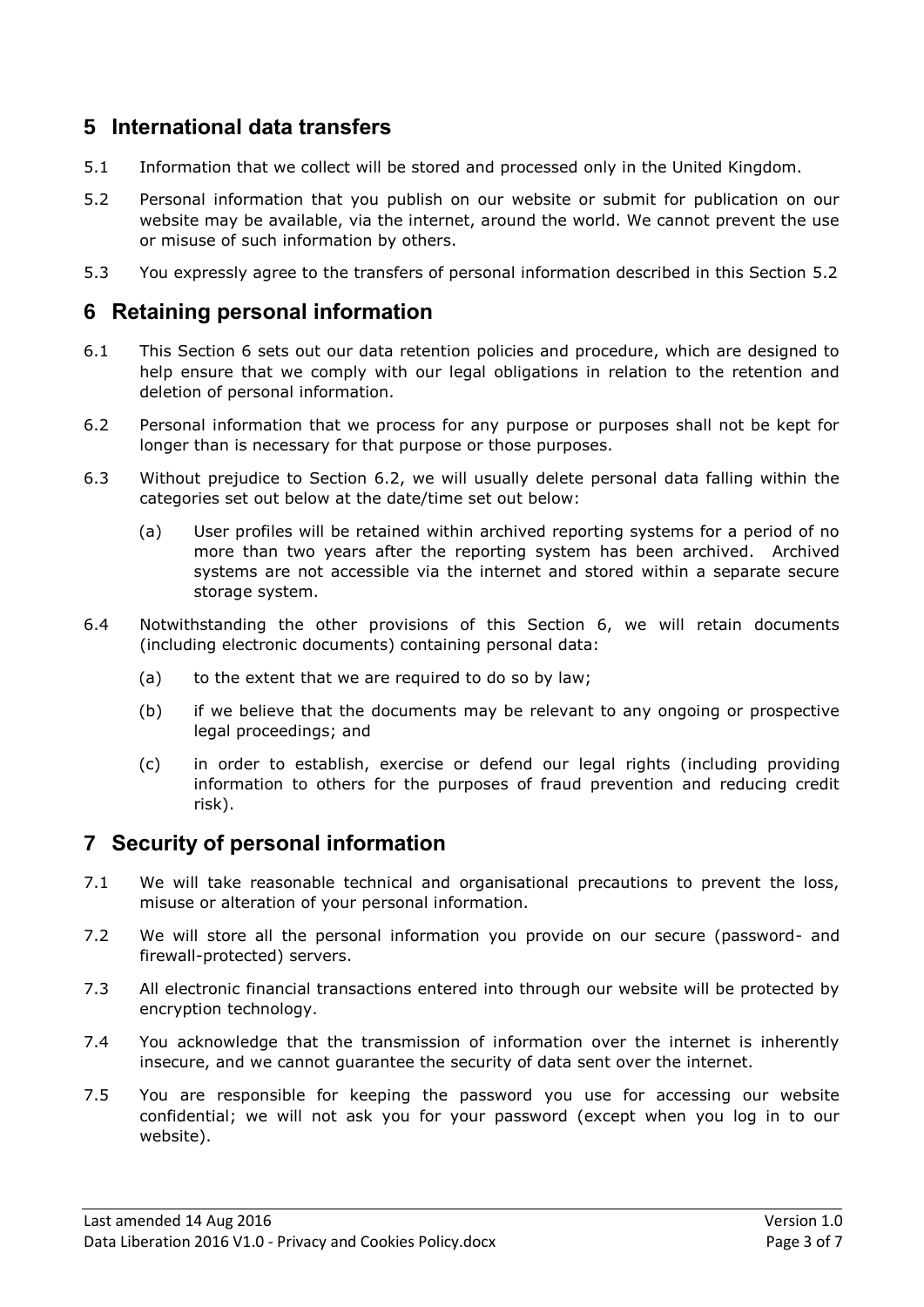## 5 International data transfers

5.1 Information that we collect will be stored and processed only in the United Kingdom.

5.2 Personal information that you publish on our website or submit for publication on our website may be available, via the internet, around the world. We cannot prevent the use or misuse of such information by others.

5.3 You expressly agree to the transfers of personal information described in this Section 5.2

## 6 Retaining personal information

6.1 This Section 6 sets out our data retention policies and procedure, which are designed to help ensure that we comply with our legal obligations in relation to the retention and deletion of personal information.

6.2 Personal information that we process for any purpose or purposes shall not be kept for longer than is necessary for that purpose or those purposes.

6.3 Without prejudice to Section 6.2, we will usually delete personal data falling within the categories set out below at the date/time set out below:

(a) User profiles will be retained within archived reporting systems for a period of no more than two years after the reporting system has been archived. Archived systems are not accessible via the internet and stored within a separate secure storage system.

6.4 Notwithstanding the other provisions of this Section 6, we will retain documents (including electronic documents) containing personal data:

(a) to the extent that we are required to do so by law;

(b) if we believe that the documents may be relevant to any ongoing or prospective legal proceedings; and

(c) in order to establish, exercise or defend our legal rights (including providing information to others for the purposes of fraud prevention and reducing credit risk).

## 7 Security of personal information

7.1 We will take reasonable technical and organisational precautions to prevent the loss, misuse or alteration of your personal information.

7.2 We will store all the personal information you provide on our secure (password- and firewall-protected) servers.

7.3 All electronic financial transactions entered into through our website will be protected by encryption technology.

7.4 You acknowledge that the transmission of information over the internet is inherently insecure, and we cannot guarantee the security of data sent over the internet.

7.5 You are responsible for keeping the password you use for accessing our website confidential; we will not ask you for your password (except when you log in to our website).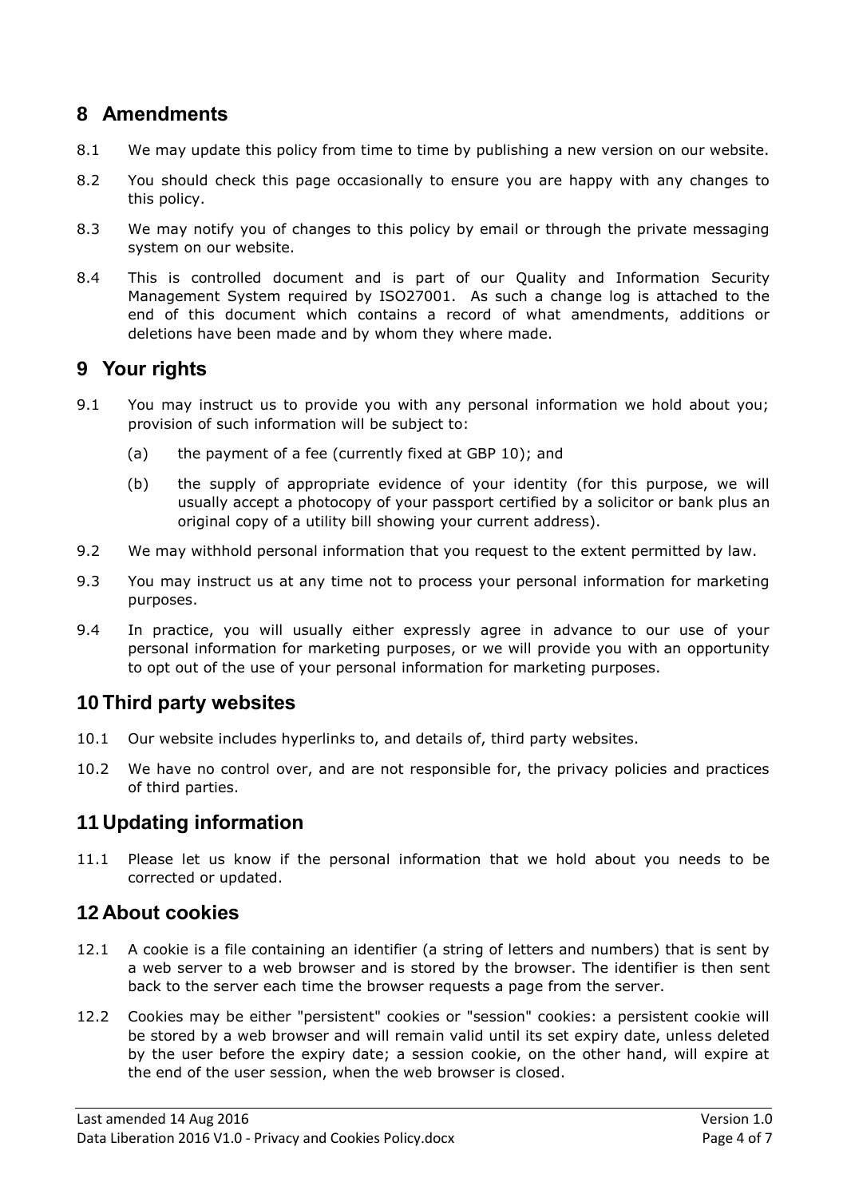## 8 Amendments

8.1 We may update this policy from time to time by publishing a new version on our website.

8.2 You should check this page occasionally to ensure you are happy with any changes to this policy.

8.3 We may notify you of changes to this policy by email or through the private messaging system on our website.

8.4 This is controlled document and is part of our Quality and Information Security Management System required by ISO27001. As such a change log is attached to the end of this document which contains a record of what amendments, additions or deletions have been made and by whom they where made.

## 9 Your rights

9.1 You may instruct us to provide you with any personal information we hold about you; provision of such information will be subject to:

(a) the payment of a fee (currently fixed at GBP 10); and

(b) the supply of appropriate evidence of your identity (for this purpose, we will usually accept a photocopy of your passport certified by a solicitor or bank plus an original copy of a utility bill showing your current address).

9.2 We may withhold personal information that you request to the extent permitted by law.

9.3 You may instruct us at any time not to process your personal information for marketing purposes.

9.4 In practice, you will usually either expressly agree in advance to our use of your personal information for marketing purposes, or we will provide you with an opportunity to opt out of the use of your personal information for marketing purposes.

## 10 Third party websites

10.1 Our website includes hyperlinks to, and details of, third party websites.

10.2 We have no control over, and are not responsible for, the privacy policies and practices of third parties.

## 11 Updating information

11.1 Please let us know if the personal information that we hold about you needs to be corrected or updated.

## 12 About cookies

12.1 A cookie is a file containing an identifier (a string of letters and numbers) that is sent by a web server to a web browser and is stored by the browser. The identifier is then sent back to the server each time the browser requests a page from the server.

12.2 Cookies may be either "persistent" cookies or "session" cookies: a persistent cookie will be stored by a web browser and will remain valid until its set expiry date, unless deleted by the user before the expiry date; a session cookie, on the other hand, will expire at the end of the user session, when the web browser is closed.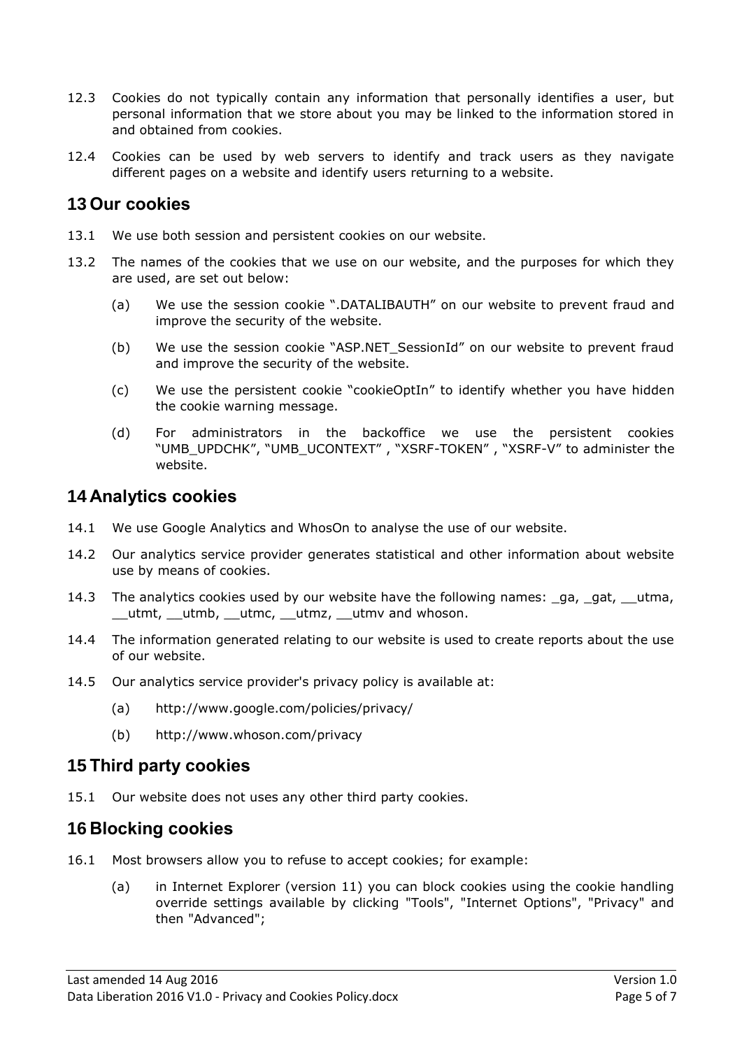12.3 Cookies do not typically contain any information that personally identifies a user, but personal information that we store about you may be linked to the information stored in and obtained from cookies.

12.4 Cookies can be used by web servers to identify and track users as they navigate different pages on a website and identify users returning to a website.

## 13 Our cookies

13.1 We use both session and persistent cookies on our website.

13.2 The names of the cookies that we use on our website, and the purposes for which they are used, are set out below:

(a) We use the session cookie ".DATALIBAUTH" on our website to prevent fraud and improve the security of the website.

(b) We use the session cookie "ASP.NET_SessionId" on our website to prevent fraud and improve the security of the website.

(c) We use the persistent cookie "cookieOptIn" to identify whether you have hidden the cookie warning message.

(d) For administrators in the backoffice we use the persistent cookies "UMB_UPDCHK", "UMB_UCONTEXT" , "XSRF-TOKEN" , "XSRF-V" to administer the website.

## 14 Analytics cookies

14.1 We use Google Analytics and WhosOn to analyse the use of our website.

14.2 Our analytics service provider generates statistical and other information about website use by means of cookies.

14.3 The analytics cookies used by our website have the following names: _ga, _gat, __utma, __utmt, __utmb, __utmc, __utmz, __utmv and whoson.

14.4 The information generated relating to our website is used to create reports about the use of our website.

14.5 Our analytics service provider's privacy policy is available at:

(a) http://www.google.com/policies/privacy/

(b) http://www.whoson.com/privacy

## 15 Third party cookies

15.1 Our website does not uses any other third party cookies.

## 16 Blocking cookies

16.1 Most browsers allow you to refuse to accept cookies; for example:

(a) in Internet Explorer (version 11) you can block cookies using the cookie handling override settings available by clicking "Tools", "Internet Options", "Privacy" and then "Advanced";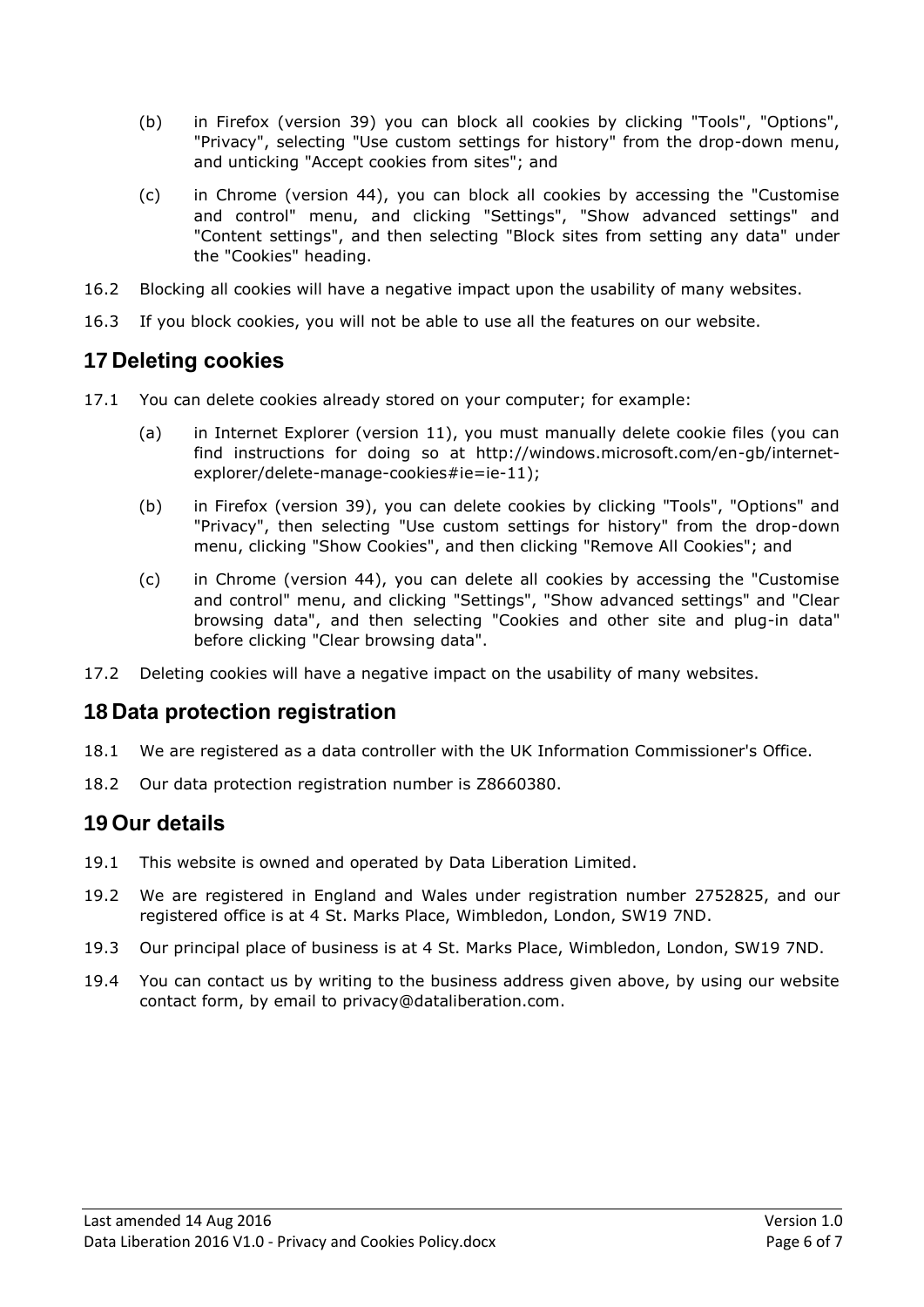(b) in Firefox (version 39) you can block all cookies by clicking "Tools", "Options", "Privacy", selecting "Use custom settings for history" from the drop-down menu, and unticking "Accept cookies from sites"; and

(c) in Chrome (version 44), you can block all cookies by accessing the "Customise and control" menu, and clicking "Settings", "Show advanced settings" and "Content settings", and then selecting "Block sites from setting any data" under the "Cookies" heading.

16.2 Blocking all cookies will have a negative impact upon the usability of many websites.

16.3 If you block cookies, you will not be able to use all the features on our website.

## 17 Deleting cookies

17.1 You can delete cookies already stored on your computer; for example:

(a) in Internet Explorer (version 11), you must manually delete cookie files (you can find instructions for doing so at http://windows.microsoft.com/en-gb/internet-explorer/delete-manage-cookies#ie=ie-11);

(b) in Firefox (version 39), you can delete cookies by clicking "Tools", "Options" and "Privacy", then selecting "Use custom settings for history" from the drop-down menu, clicking "Show Cookies", and then clicking "Remove All Cookies"; and

(c) in Chrome (version 44), you can delete all cookies by accessing the "Customise and control" menu, and clicking "Settings", "Show advanced settings" and "Clear browsing data", and then selecting "Cookies and other site and plug-in data" before clicking "Clear browsing data".

17.2 Deleting cookies will have a negative impact on the usability of many websites.

## 18 Data protection registration

18.1 We are registered as a data controller with the UK Information Commissioner's Office.

18.2 Our data protection registration number is Z8660380.

## 19 Our details

19.1 This website is owned and operated by Data Liberation Limited.

19.2 We are registered in England and Wales under registration number 2752825, and our registered office is at 4 St. Marks Place, Wimbledon, London, SW19 7ND.

19.3 Our principal place of business is at 4 St. Marks Place, Wimbledon, London, SW19 7ND.

19.4 You can contact us by writing to the business address given above, by using our website contact form, by email to privacy@dataliberation.com.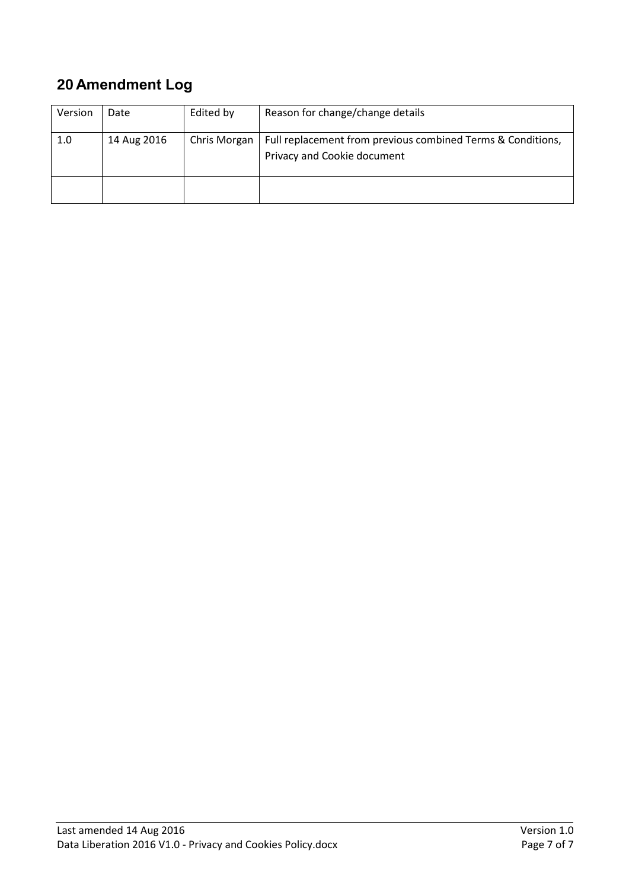# 20 Amendment Log

| Version | Date | Edited by | Reason for change/change details |
|---|---|---|---|
| 1.0 | 14 Aug 2016 | Chris Morgan | Full replacement from previous combined Terms & Conditions, Privacy and Cookie document |
| | | | |